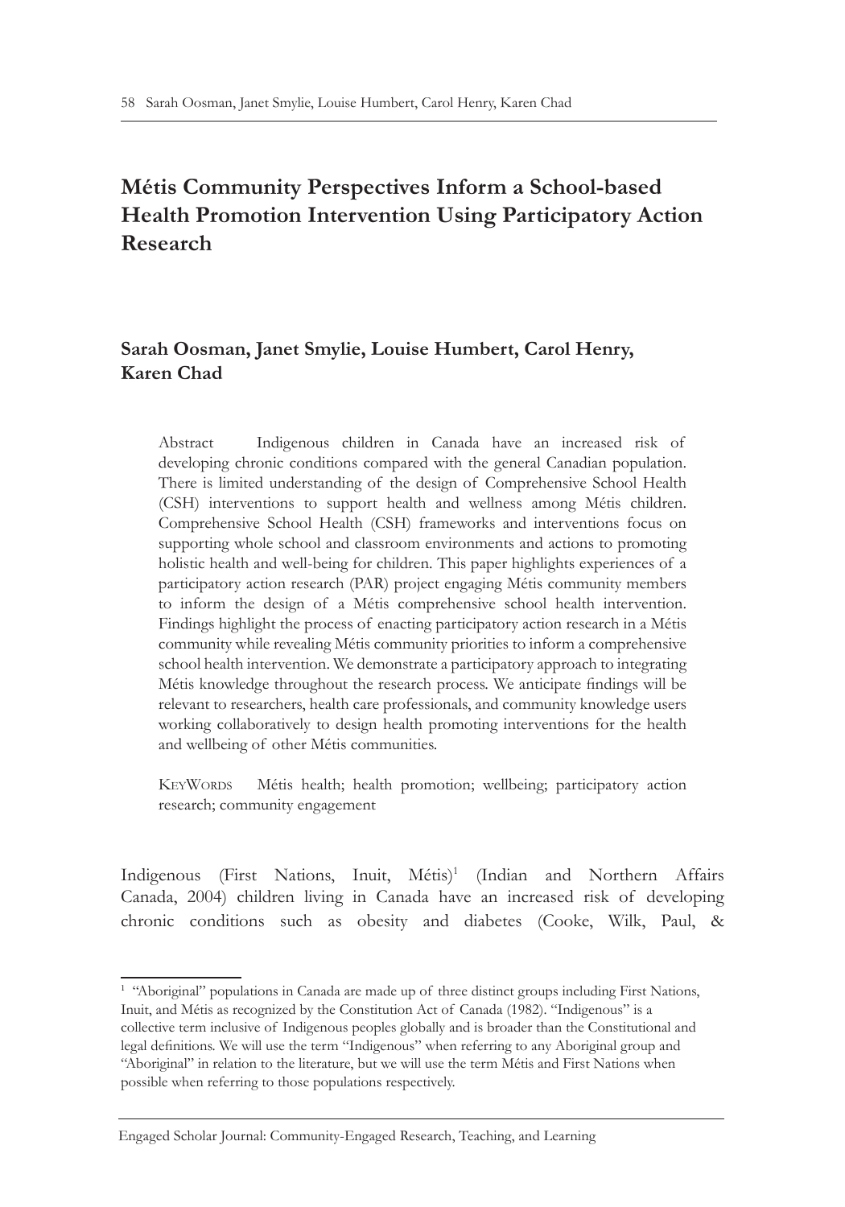# Métis Community Perspectives Inform a School-based Health Promotion Intervention Using Participatory Action Research

## Sarah Oosman, Janet Smylie, Louise Humbert, Carol Henry, Karen Chad

Abstract  Indigenous children in Canada have an increased risk of developing chronic conditions compared with the general Canadian population. There is limited understanding of the design of Comprehensive School Health (CSH) interventions to support health and wellness among Métis children. Comprehensive School Health (CSH) frameworks and interventions focus on supporting whole school and classroom environments and actions to promoting holistic health and well-being for children. This paper highlights experiences of a participatory action research (PAR) project engaging Métis community members to inform the design of a Métis comprehensive school health intervention. Findings highlight the process of enacting participatory action research in a Métis community while revealing Métis community priorities to inform a comprehensive school health intervention. We demonstrate a participatory approach to integrating Métis knowledge throughout the research process. We anticipate findings will be relevant to researchers, health care professionals, and community knowledge users working collaboratively to design health promoting interventions for the health and wellbeing of other Métis communities.

KeyWords  Métis health; health promotion; wellbeing; participatory action research; community engagement

Indigenous (First Nations, Inuit, Métis)[1] (Indian and Northern Affairs Canada, 2004) children living in Canada have an increased risk of developing chronic conditions such as obesity and diabetes (Cooke, Wilk, Paul, &

[1] "Aboriginal" populations in Canada are made up of three distinct groups including First Nations, Inuit, and Métis as recognized by the Constitution Act of Canada (1982). "Indigenous" is a collective term inclusive of Indigenous peoples globally and is broader than the Constitutional and legal definitions. We will use the term "Indigenous" when referring to any Aboriginal group and "Aboriginal" in relation to the literature, but we will use the term Métis and First Nations when possible when referring to those populations respectively.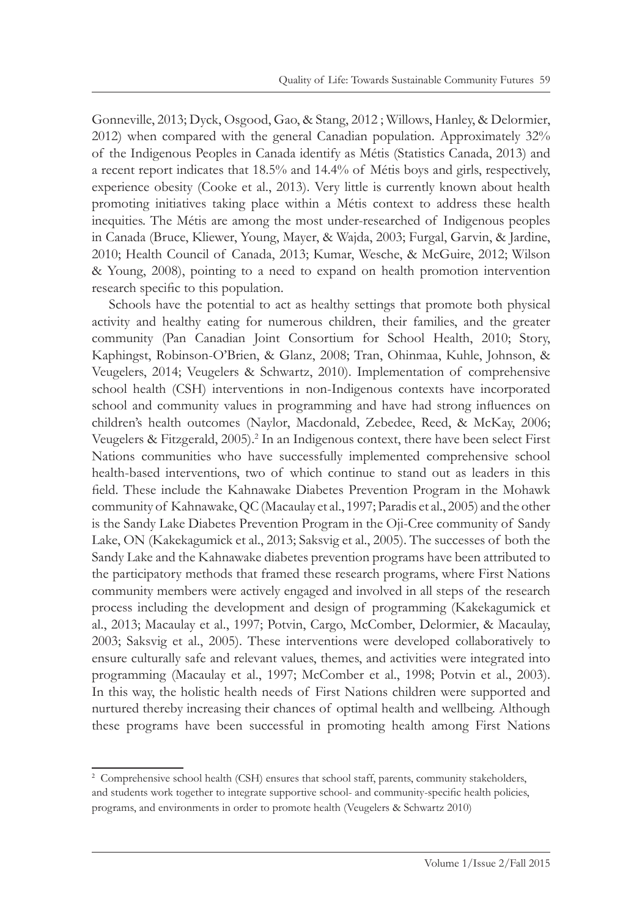Gonneville, 2013; Dyck, Osgood, Gao, & Stang, 2012 ; Willows, Hanley, & Delormier, 2012) when compared with the general Canadian population. Approximately 32% of the Indigenous Peoples in Canada identify as Métis (Statistics Canada, 2013) and a recent report indicates that 18.5% and 14.4% of Métis boys and girls, respectively, experience obesity (Cooke et al., 2013). Very little is currently known about health promoting initiatives taking place within a Métis context to address these health inequities. The Métis are among the most under-researched of Indigenous peoples in Canada (Bruce, Kliewer, Young, Mayer, & Wajda, 2003; Furgal, Garvin, & Jardine, 2010; Health Council of Canada, 2013; Kumar, Wesche, & McGuire, 2012; Wilson & Young, 2008), pointing to a need to expand on health promotion intervention research specific to this population.

Schools have the potential to act as healthy settings that promote both physical activity and healthy eating for numerous children, their families, and the greater community (Pan Canadian Joint Consortium for School Health, 2010; Story, Kaphingst, Robinson-O'Brien, & Glanz, 2008; Tran, Ohinmaa, Kuhle, Johnson, & Veugelers, 2014; Veugelers & Schwartz, 2010). Implementation of comprehensive school health (CSH) interventions in non-Indigenous contexts have incorporated school and community values in programming and have had strong influences on children's health outcomes (Naylor, Macdonald, Zebedee, Reed, & McKay, 2006; Veugelers & Fitzgerald, 2005).[2] In an Indigenous context, there have been select First Nations communities who have successfully implemented comprehensive school health-based interventions, two of which continue to stand out as leaders in this field. These include the Kahnawake Diabetes Prevention Program in the Mohawk community of Kahnawake, QC (Macaulay et al., 1997; Paradis et al., 2005) and the other is the Sandy Lake Diabetes Prevention Program in the Oji-Cree community of Sandy Lake, ON (Kakekagumick et al., 2013; Saksvig et al., 2005). The successes of both the Sandy Lake and the Kahnawake diabetes prevention programs have been attributed to the participatory methods that framed these research programs, where First Nations community members were actively engaged and involved in all steps of the research process including the development and design of programming (Kakekagumick et al., 2013; Macaulay et al., 1997; Potvin, Cargo, McComber, Delormier, & Macaulay, 2003; Saksvig et al., 2005). These interventions were developed collaboratively to ensure culturally safe and relevant values, themes, and activities were integrated into programming (Macaulay et al., 1997; McComber et al., 1998; Potvin et al., 2003). In this way, the holistic health needs of First Nations children were supported and nurtured thereby increasing their chances of optimal health and wellbeing. Although these programs have been successful in promoting health among First Nations

---

[2] Comprehensive school health (CSH) ensures that school staff, parents, community stakeholders, and students work together to integrate supportive school- and community-specific health policies, programs, and environments in order to promote health (Veugelers & Schwartz 2010)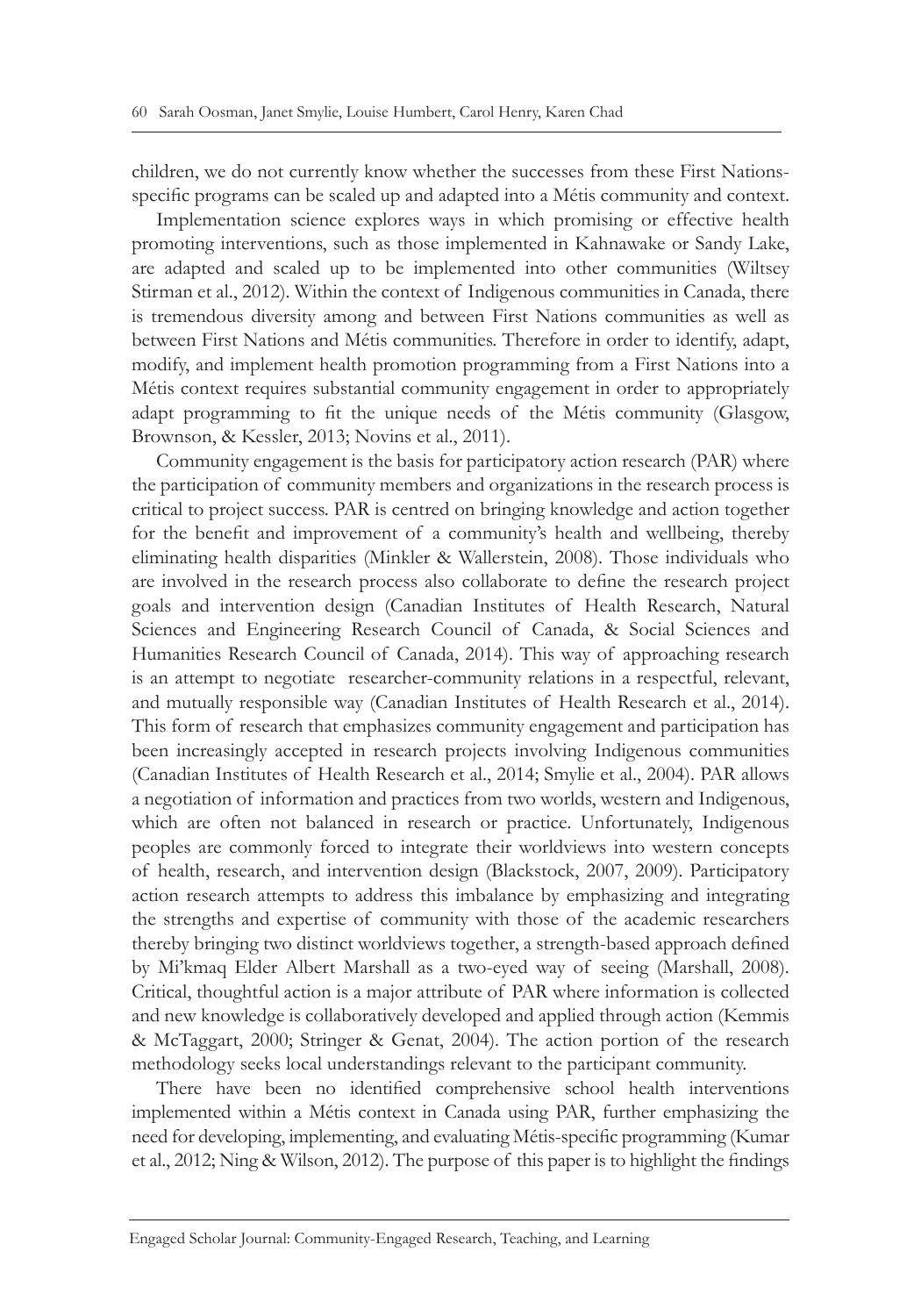children, we do not currently know whether the successes from these First Nations-specific programs can be scaled up and adapted into a Métis community and context.

Implementation science explores ways in which promising or effective health promoting interventions, such as those implemented in Kahnawake or Sandy Lake, are adapted and scaled up to be implemented into other communities (Wiltsey Stirman et al., 2012). Within the context of Indigenous communities in Canada, there is tremendous diversity among and between First Nations communities as well as between First Nations and Métis communities. Therefore in order to identify, adapt, modify, and implement health promotion programming from a First Nations into a Métis context requires substantial community engagement in order to appropriately adapt programming to fit the unique needs of the Métis community (Glasgow, Brownson, & Kessler, 2013; Novins et al., 2011).

Community engagement is the basis for participatory action research (PAR) where the participation of community members and organizations in the research process is critical to project success. PAR is centred on bringing knowledge and action together for the benefit and improvement of a community's health and wellbeing, thereby eliminating health disparities (Minkler & Wallerstein, 2008). Those individuals who are involved in the research process also collaborate to define the research project goals and intervention design (Canadian Institutes of Health Research, Natural Sciences and Engineering Research Council of Canada, & Social Sciences and Humanities Research Council of Canada, 2014). This way of approaching research is an attempt to negotiate researcher-community relations in a respectful, relevant, and mutually responsible way (Canadian Institutes of Health Research et al., 2014). This form of research that emphasizes community engagement and participation has been increasingly accepted in research projects involving Indigenous communities (Canadian Institutes of Health Research et al., 2014; Smylie et al., 2004). PAR allows a negotiation of information and practices from two worlds, western and Indigenous, which are often not balanced in research or practice. Unfortunately, Indigenous peoples are commonly forced to integrate their worldviews into western concepts of health, research, and intervention design (Blackstock, 2007, 2009). Participatory action research attempts to address this imbalance by emphasizing and integrating the strengths and expertise of community with those of the academic researchers thereby bringing two distinct worldviews together, a strength-based approach defined by Mi'kmaq Elder Albert Marshall as a two-eyed way of seeing (Marshall, 2008). Critical, thoughtful action is a major attribute of PAR where information is collected and new knowledge is collaboratively developed and applied through action (Kemmis & McTaggart, 2000; Stringer & Genat, 2004). The action portion of the research methodology seeks local understandings relevant to the participant community.

There have been no identified comprehensive school health interventions implemented within a Métis context in Canada using PAR, further emphasizing the need for developing, implementing, and evaluating Métis-specific programming (Kumar et al., 2012; Ning & Wilson, 2012). The purpose of this paper is to highlight the findings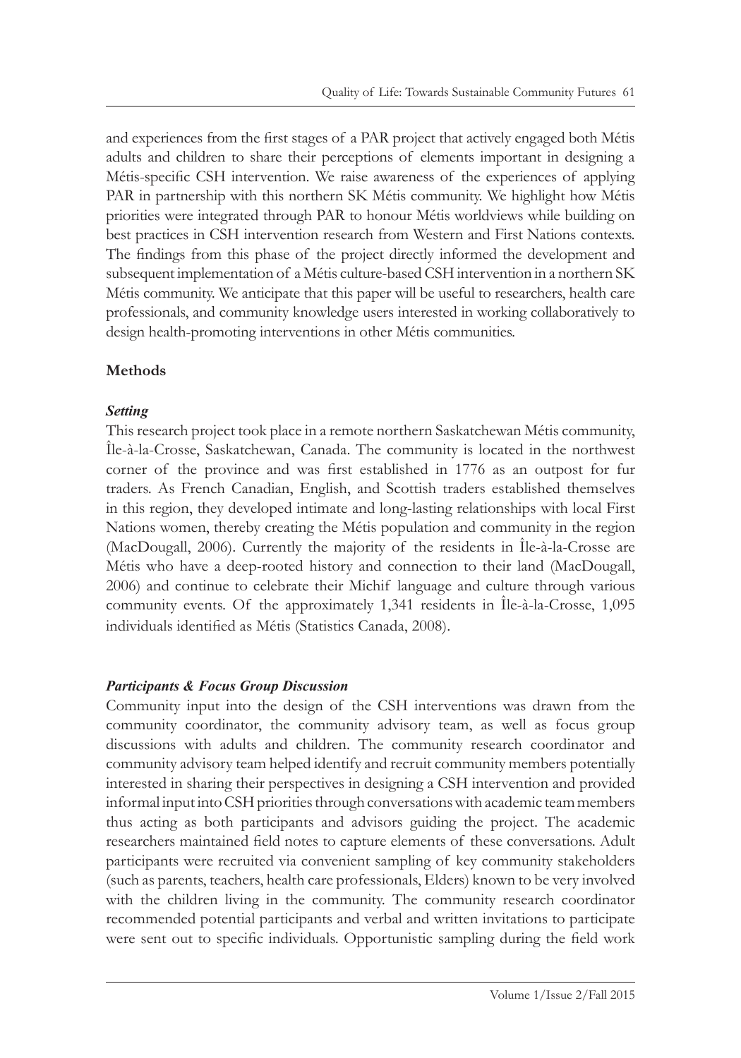and experiences from the first stages of a PAR project that actively engaged both Métis adults and children to share their perceptions of elements important in designing a Métis-specific CSH intervention. We raise awareness of the experiences of applying PAR in partnership with this northern SK Métis community. We highlight how Métis priorities were integrated through PAR to honour Métis worldviews while building on best practices in CSH intervention research from Western and First Nations contexts. The findings from this phase of the project directly informed the development and subsequent implementation of a Métis culture-based CSH intervention in a northern SK Métis community. We anticipate that this paper will be useful to researchers, health care professionals, and community knowledge users interested in working collaboratively to design health-promoting interventions in other Métis communities.

## Methods

### *Setting*

This research project took place in a remote northern Saskatchewan Métis community, Île-à-la-Crosse, Saskatchewan, Canada. The community is located in the northwest corner of the province and was first established in 1776 as an outpost for fur traders. As French Canadian, English, and Scottish traders established themselves in this region, they developed intimate and long-lasting relationships with local First Nations women, thereby creating the Métis population and community in the region (MacDougall, 2006). Currently the majority of the residents in Île-à-la-Crosse are Métis who have a deep-rooted history and connection to their land (MacDougall, 2006) and continue to celebrate their Michif language and culture through various community events. Of the approximately 1,341 residents in Île-à-la-Crosse, 1,095 individuals identified as Métis (Statistics Canada, 2008).

### *Participants & Focus Group Discussion*

Community input into the design of the CSH interventions was drawn from the community coordinator, the community advisory team, as well as focus group discussions with adults and children. The community research coordinator and community advisory team helped identify and recruit community members potentially interested in sharing their perspectives in designing a CSH intervention and provided informal input into CSH priorities through conversations with academic team members thus acting as both participants and advisors guiding the project. The academic researchers maintained field notes to capture elements of these conversations. Adult participants were recruited via convenient sampling of key community stakeholders (such as parents, teachers, health care professionals, Elders) known to be very involved with the children living in the community. The community research coordinator recommended potential participants and verbal and written invitations to participate were sent out to specific individuals. Opportunistic sampling during the field work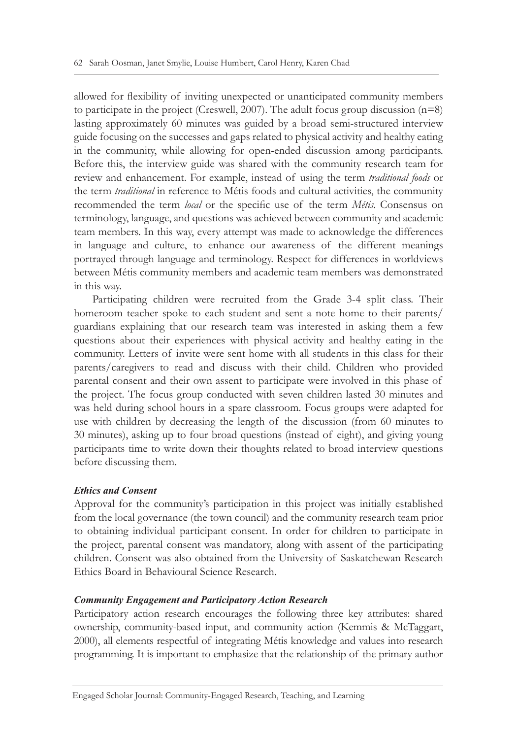allowed for flexibility of inviting unexpected or unanticipated community members to participate in the project (Creswell, 2007). The adult focus group discussion (n=8) lasting approximately 60 minutes was guided by a broad semi-structured interview guide focusing on the successes and gaps related to physical activity and healthy eating in the community, while allowing for open-ended discussion among participants. Before this, the interview guide was shared with the community research team for review and enhancement. For example, instead of using the term *traditional foods* or the term *traditional* in reference to Métis foods and cultural activities, the community recommended the term *local* or the specific use of the term *Métis*. Consensus on terminology, language, and questions was achieved between community and academic team members. In this way, every attempt was made to acknowledge the differences in language and culture, to enhance our awareness of the different meanings portrayed through language and terminology. Respect for differences in worldviews between Métis community members and academic team members was demonstrated in this way.

Participating children were recruited from the Grade 3-4 split class. Their homeroom teacher spoke to each student and sent a note home to their parents/guardians explaining that our research team was interested in asking them a few questions about their experiences with physical activity and healthy eating in the community. Letters of invite were sent home with all students in this class for their parents/caregivers to read and discuss with their child. Children who provided parental consent and their own assent to participate were involved in this phase of the project. The focus group conducted with seven children lasted 30 minutes and was held during school hours in a spare classroom. Focus groups were adapted for use with children by decreasing the length of the discussion (from 60 minutes to 30 minutes), asking up to four broad questions (instead of eight), and giving young participants time to write down their thoughts related to broad interview questions before discussing them.

### *Ethics and Consent*

Approval for the community's participation in this project was initially established from the local governance (the town council) and the community research team prior to obtaining individual participant consent. In order for children to participate in the project, parental consent was mandatory, along with assent of the participating children. Consent was also obtained from the University of Saskatchewan Research Ethics Board in Behavioural Science Research.

### *Community Engagement and Participatory Action Research*

Participatory action research encourages the following three key attributes: shared ownership, community-based input, and community action (Kemmis & McTaggart, 2000), all elements respectful of integrating Métis knowledge and values into research programming. It is important to emphasize that the relationship of the primary author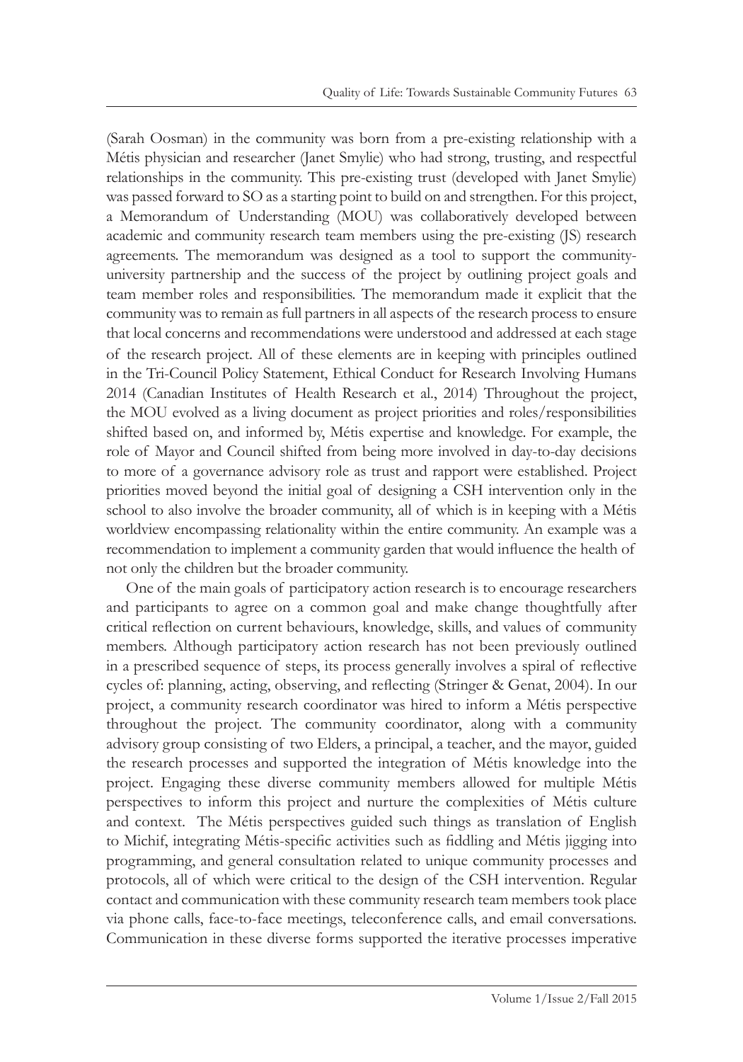(Sarah Oosman) in the community was born from a pre-existing relationship with a Métis physician and researcher (Janet Smylie) who had strong, trusting, and respectful relationships in the community. This pre-existing trust (developed with Janet Smylie) was passed forward to SO as a starting point to build on and strengthen. For this project, a Memorandum of Understanding (MOU) was collaboratively developed between academic and community research team members using the pre-existing (JS) research agreements. The memorandum was designed as a tool to support the community-university partnership and the success of the project by outlining project goals and team member roles and responsibilities. The memorandum made it explicit that the community was to remain as full partners in all aspects of the research process to ensure that local concerns and recommendations were understood and addressed at each stage of the research project. All of these elements are in keeping with principles outlined in the Tri-Council Policy Statement, Ethical Conduct for Research Involving Humans 2014 (Canadian Institutes of Health Research et al., 2014) Throughout the project, the MOU evolved as a living document as project priorities and roles/responsibilities shifted based on, and informed by, Métis expertise and knowledge. For example, the role of Mayor and Council shifted from being more involved in day-to-day decisions to more of a governance advisory role as trust and rapport were established. Project priorities moved beyond the initial goal of designing a CSH intervention only in the school to also involve the broader community, all of which is in keeping with a Métis worldview encompassing relationality within the entire community. An example was a recommendation to implement a community garden that would influence the health of not only the children but the broader community.

One of the main goals of participatory action research is to encourage researchers and participants to agree on a common goal and make change thoughtfully after critical reflection on current behaviours, knowledge, skills, and values of community members. Although participatory action research has not been previously outlined in a prescribed sequence of steps, its process generally involves a spiral of reflective cycles of: planning, acting, observing, and reflecting (Stringer & Genat, 2004). In our project, a community research coordinator was hired to inform a Métis perspective throughout the project. The community coordinator, along with a community advisory group consisting of two Elders, a principal, a teacher, and the mayor, guided the research processes and supported the integration of Métis knowledge into the project. Engaging these diverse community members allowed for multiple Métis perspectives to inform this project and nurture the complexities of Métis culture and context. The Métis perspectives guided such things as translation of English to Michif, integrating Métis-specific activities such as fiddling and Métis jigging into programming, and general consultation related to unique community processes and protocols, all of which were critical to the design of the CSH intervention. Regular contact and communication with these community research team members took place via phone calls, face-to-face meetings, teleconference calls, and email conversations. Communication in these diverse forms supported the iterative processes imperative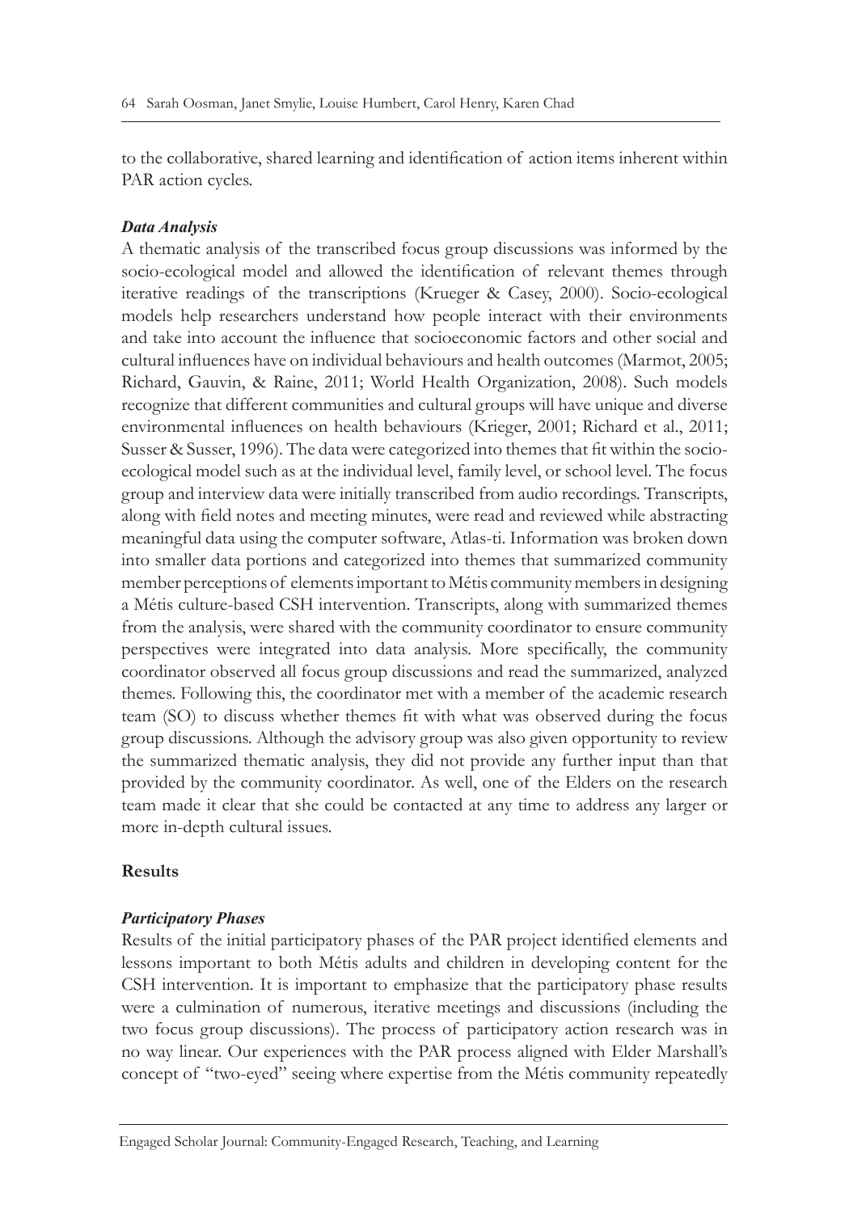to the collaborative, shared learning and identification of action items inherent within PAR action cycles.

### *Data Analysis*

A thematic analysis of the transcribed focus group discussions was informed by the socio-ecological model and allowed the identification of relevant themes through iterative readings of the transcriptions (Krueger & Casey, 2000). Socio-ecological models help researchers understand how people interact with their environments and take into account the influence that socioeconomic factors and other social and cultural influences have on individual behaviours and health outcomes (Marmot, 2005; Richard, Gauvin, & Raine, 2011; World Health Organization, 2008). Such models recognize that different communities and cultural groups will have unique and diverse environmental influences on health behaviours (Krieger, 2001; Richard et al., 2011; Susser & Susser, 1996). The data were categorized into themes that fit within the socio-ecological model such as at the individual level, family level, or school level. The focus group and interview data were initially transcribed from audio recordings. Transcripts, along with field notes and meeting minutes, were read and reviewed while abstracting meaningful data using the computer software, Atlas-ti. Information was broken down into smaller data portions and categorized into themes that summarized community member perceptions of elements important to Métis community members in designing a Métis culture-based CSH intervention. Transcripts, along with summarized themes from the analysis, were shared with the community coordinator to ensure community perspectives were integrated into data analysis. More specifically, the community coordinator observed all focus group discussions and read the summarized, analyzed themes. Following this, the coordinator met with a member of the academic research team (SO) to discuss whether themes fit with what was observed during the focus group discussions. Although the advisory group was also given opportunity to review the summarized thematic analysis, they did not provide any further input than that provided by the community coordinator. As well, one of the Elders on the research team made it clear that she could be contacted at any time to address any larger or more in-depth cultural issues.

## Results

### *Participatory Phases*

Results of the initial participatory phases of the PAR project identified elements and lessons important to both Métis adults and children in developing content for the CSH intervention. It is important to emphasize that the participatory phase results were a culmination of numerous, iterative meetings and discussions (including the two focus group discussions). The process of participatory action research was in no way linear. Our experiences with the PAR process aligned with Elder Marshall's concept of "two-eyed" seeing where expertise from the Métis community repeatedly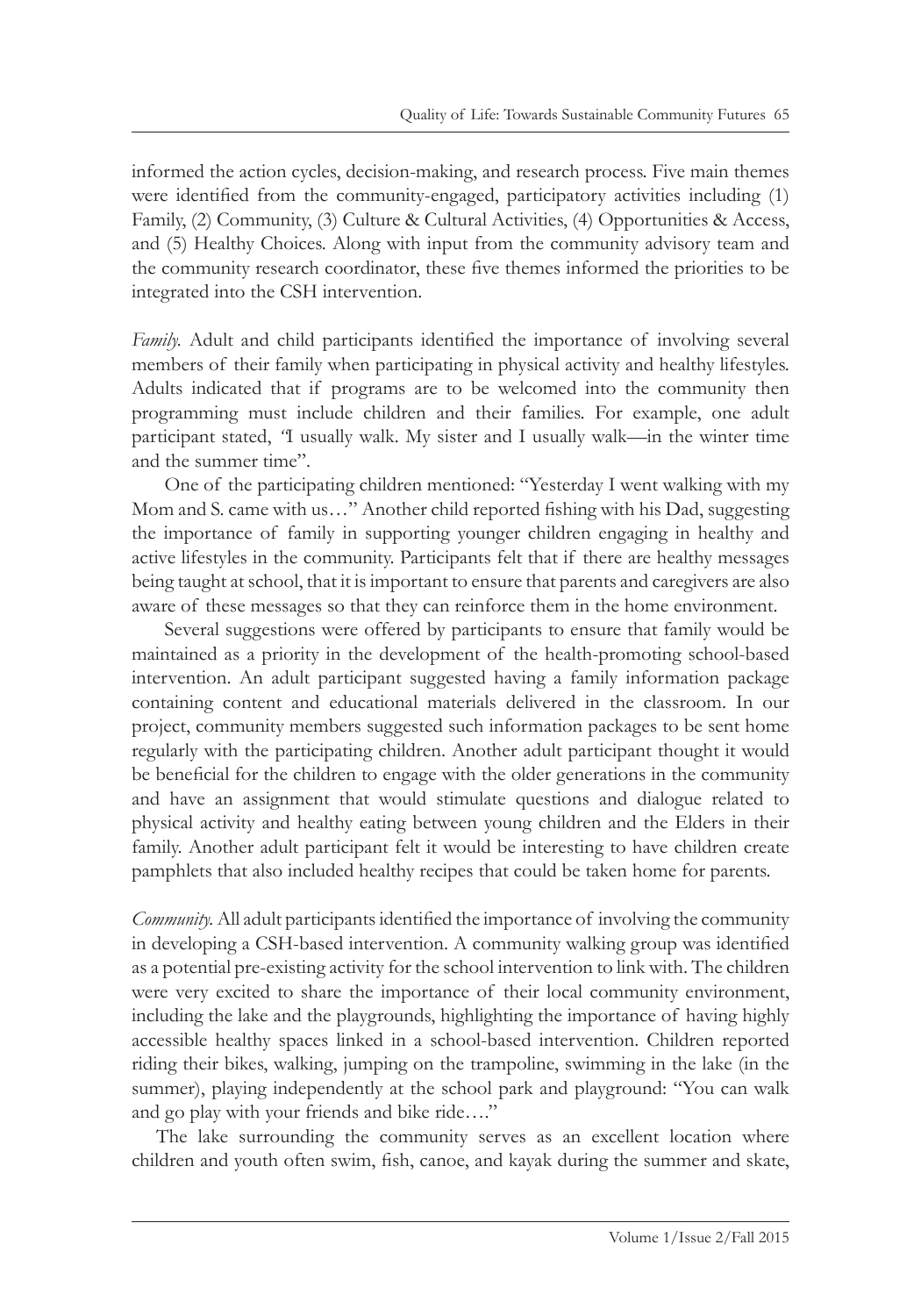informed the action cycles, decision-making, and research process. Five main themes were identified from the community-engaged, participatory activities including (1) Family, (2) Community, (3) Culture & Cultural Activities, (4) Opportunities & Access, and (5) Healthy Choices. Along with input from the community advisory team and the community research coordinator, these five themes informed the priorities to be integrated into the CSH intervention.

*Family.* Adult and child participants identified the importance of involving several members of their family when participating in physical activity and healthy lifestyles. Adults indicated that if programs are to be welcomed into the community then programming must include children and their families. For example, one adult participant stated, "I usually walk. My sister and I usually walk—in the winter time and the summer time".

One of the participating children mentioned: "Yesterday I went walking with my Mom and S. came with us…" Another child reported fishing with his Dad, suggesting the importance of family in supporting younger children engaging in healthy and active lifestyles in the community. Participants felt that if there are healthy messages being taught at school, that it is important to ensure that parents and caregivers are also aware of these messages so that they can reinforce them in the home environment.

Several suggestions were offered by participants to ensure that family would be maintained as a priority in the development of the health-promoting school-based intervention. An adult participant suggested having a family information package containing content and educational materials delivered in the classroom. In our project, community members suggested such information packages to be sent home regularly with the participating children. Another adult participant thought it would be beneficial for the children to engage with the older generations in the community and have an assignment that would stimulate questions and dialogue related to physical activity and healthy eating between young children and the Elders in their family. Another adult participant felt it would be interesting to have children create pamphlets that also included healthy recipes that could be taken home for parents.

*Community.* All adult participants identified the importance of involving the community in developing a CSH-based intervention. A community walking group was identified as a potential pre-existing activity for the school intervention to link with. The children were very excited to share the importance of their local community environment, including the lake and the playgrounds, highlighting the importance of having highly accessible healthy spaces linked in a school-based intervention. Children reported riding their bikes, walking, jumping on the trampoline, swimming in the lake (in the summer), playing independently at the school park and playground: "You can walk and go play with your friends and bike ride…."

The lake surrounding the community serves as an excellent location where children and youth often swim, fish, canoe, and kayak during the summer and skate,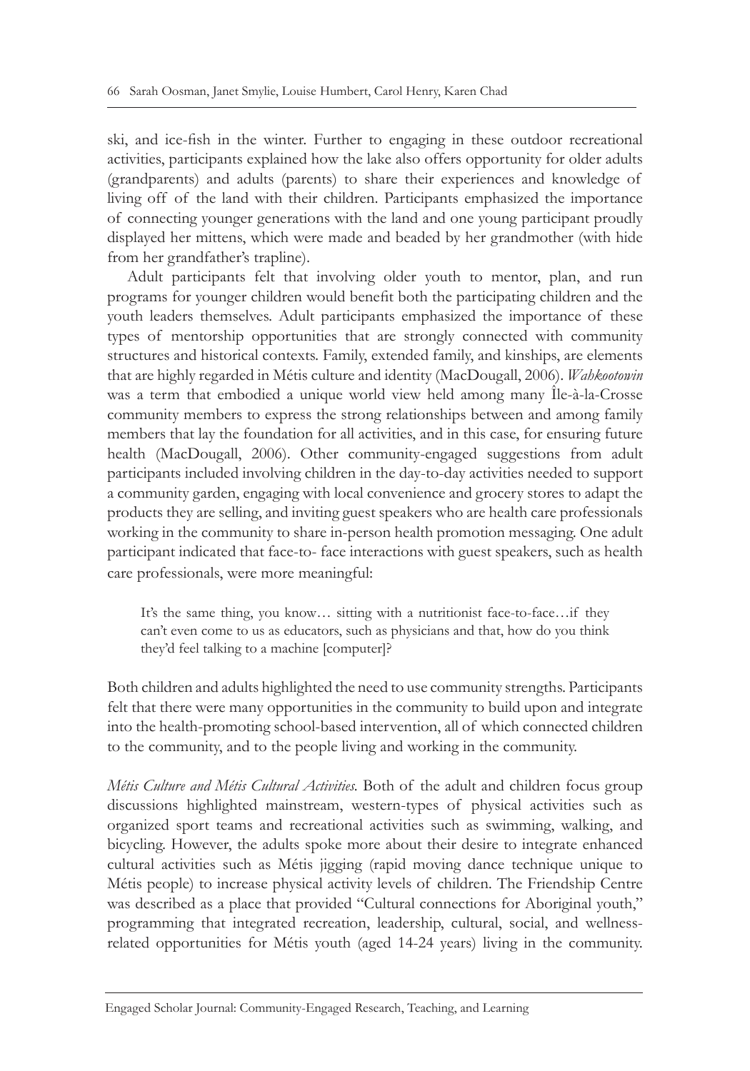ski, and ice-fish in the winter. Further to engaging in these outdoor recreational activities, participants explained how the lake also offers opportunity for older adults (grandparents) and adults (parents) to share their experiences and knowledge of living off of the land with their children. Participants emphasized the importance of connecting younger generations with the land and one young participant proudly displayed her mittens, which were made and beaded by her grandmother (with hide from her grandfather's trapline).

Adult participants felt that involving older youth to mentor, plan, and run programs for younger children would benefit both the participating children and the youth leaders themselves. Adult participants emphasized the importance of these types of mentorship opportunities that are strongly connected with community structures and historical contexts. Family, extended family, and kinships, are elements that are highly regarded in Métis culture and identity (MacDougall, 2006). *Wahkootowin* was a term that embodied a unique world view held among many Île-à-la-Crosse community members to express the strong relationships between and among family members that lay the foundation for all activities, and in this case, for ensuring future health (MacDougall, 2006). Other community-engaged suggestions from adult participants included involving children in the day-to-day activities needed to support a community garden, engaging with local convenience and grocery stores to adapt the products they are selling, and inviting guest speakers who are health care professionals working in the community to share in-person health promotion messaging. One adult participant indicated that face-to- face interactions with guest speakers, such as health care professionals, were more meaningful:

> It's the same thing, you know… sitting with a nutritionist face-to-face…if they can't even come to us as educators, such as physicians and that, how do you think they'd feel talking to a machine [computer]?

Both children and adults highlighted the need to use community strengths. Participants felt that there were many opportunities in the community to build upon and integrate into the health-promoting school-based intervention, all of which connected children to the community, and to the people living and working in the community.

*Métis Culture and Métis Cultural Activities.* Both of the adult and children focus group discussions highlighted mainstream, western-types of physical activities such as organized sport teams and recreational activities such as swimming, walking, and bicycling. However, the adults spoke more about their desire to integrate enhanced cultural activities such as Métis jigging (rapid moving dance technique unique to Métis people) to increase physical activity levels of children. The Friendship Centre was described as a place that provided "Cultural connections for Aboriginal youth," programming that integrated recreation, leadership, cultural, social, and wellness-related opportunities for Métis youth (aged 14-24 years) living in the community.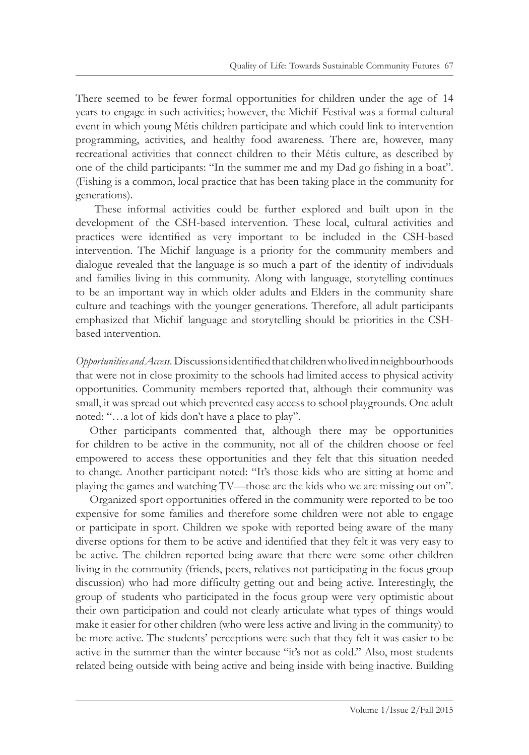There seemed to be fewer formal opportunities for children under the age of 14 years to engage in such activities; however, the Michif Festival was a formal cultural event in which young Métis children participate and which could link to intervention programming, activities, and healthy food awareness. There are, however, many recreational activities that connect children to their Métis culture, as described by one of the child participants: "In the summer me and my Dad go fishing in a boat". (Fishing is a common, local practice that has been taking place in the community for generations).

These informal activities could be further explored and built upon in the development of the CSH-based intervention. These local, cultural activities and practices were identified as very important to be included in the CSH-based intervention. The Michif language is a priority for the community members and dialogue revealed that the language is so much a part of the identity of individuals and families living in this community. Along with language, storytelling continues to be an important way in which older adults and Elders in the community share culture and teachings with the younger generations. Therefore, all adult participants emphasized that Michif language and storytelling should be priorities in the CSH-based intervention.

*Opportunities and Access.* Discussions identified that children who lived in neighbourhoods that were not in close proximity to the schools had limited access to physical activity opportunities. Community members reported that, although their community was small, it was spread out which prevented easy access to school playgrounds. One adult noted: "…a lot of kids don't have a place to play".

Other participants commented that, although there may be opportunities for children to be active in the community, not all of the children choose or feel empowered to access these opportunities and they felt that this situation needed to change. Another participant noted: "It's those kids who are sitting at home and playing the games and watching TV—those are the kids who we are missing out on".

Organized sport opportunities offered in the community were reported to be too expensive for some families and therefore some children were not able to engage or participate in sport. Children we spoke with reported being aware of the many diverse options for them to be active and identified that they felt it was very easy to be active. The children reported being aware that there were some other children living in the community (friends, peers, relatives not participating in the focus group discussion) who had more difficulty getting out and being active. Interestingly, the group of students who participated in the focus group were very optimistic about their own participation and could not clearly articulate what types of things would make it easier for other children (who were less active and living in the community) to be more active. The students' perceptions were such that they felt it was easier to be active in the summer than the winter because "it's not as cold." Also, most students related being outside with being active and being inside with being inactive. Building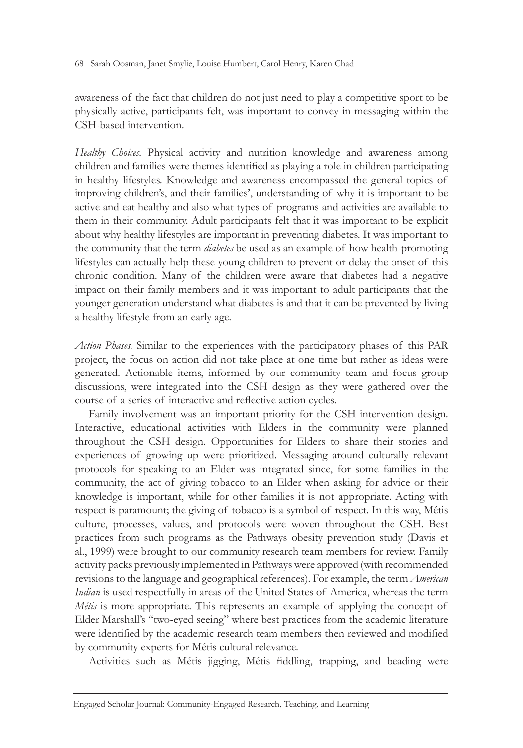awareness of the fact that children do not just need to play a competitive sport to be physically active, participants felt, was important to convey in messaging within the CSH-based intervention.

*Healthy Choices.* Physical activity and nutrition knowledge and awareness among children and families were themes identified as playing a role in children participating in healthy lifestyles. Knowledge and awareness encompassed the general topics of improving children's, and their families', understanding of why it is important to be active and eat healthy and also what types of programs and activities are available to them in their community. Adult participants felt that it was important to be explicit about why healthy lifestyles are important in preventing diabetes. It was important to the community that the term *diabetes* be used as an example of how health-promoting lifestyles can actually help these young children to prevent or delay the onset of this chronic condition. Many of the children were aware that diabetes had a negative impact on their family members and it was important to adult participants that the younger generation understand what diabetes is and that it can be prevented by living a healthy lifestyle from an early age.

*Action Phases.* Similar to the experiences with the participatory phases of this PAR project, the focus on action did not take place at one time but rather as ideas were generated. Actionable items, informed by our community team and focus group discussions, were integrated into the CSH design as they were gathered over the course of a series of interactive and reflective action cycles.

Family involvement was an important priority for the CSH intervention design. Interactive, educational activities with Elders in the community were planned throughout the CSH design. Opportunities for Elders to share their stories and experiences of growing up were prioritized. Messaging around culturally relevant protocols for speaking to an Elder was integrated since, for some families in the community, the act of giving tobacco to an Elder when asking for advice or their knowledge is important, while for other families it is not appropriate. Acting with respect is paramount; the giving of tobacco is a symbol of respect. In this way, Métis culture, processes, values, and protocols were woven throughout the CSH. Best practices from such programs as the Pathways obesity prevention study (Davis et al., 1999) were brought to our community research team members for review. Family activity packs previously implemented in Pathways were approved (with recommended revisions to the language and geographical references). For example, the term *American Indian* is used respectfully in areas of the United States of America, whereas the term *Métis* is more appropriate. This represents an example of applying the concept of Elder Marshall's "two-eyed seeing" where best practices from the academic literature were identified by the academic research team members then reviewed and modified by community experts for Métis cultural relevance.

Activities such as Métis jigging, Métis fiddling, trapping, and beading were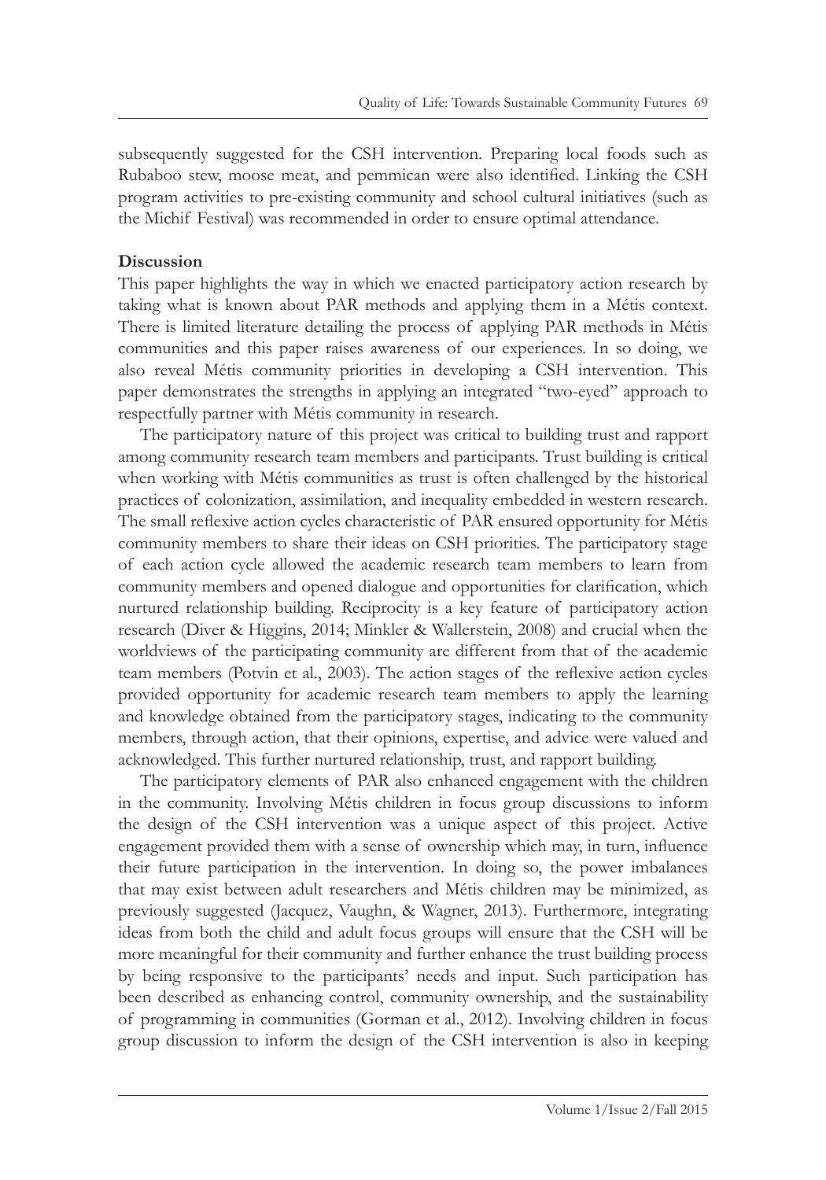subsequently suggested for the CSH intervention. Preparing local foods such as Rubaboo stew, moose meat, and pemmican were also identified. Linking the CSH program activities to pre-existing community and school cultural initiatives (such as the Michif Festival) was recommended in order to ensure optimal attendance.

**Discussion**

This paper highlights the way in which we enacted participatory action research by taking what is known about PAR methods and applying them in a Métis context. There is limited literature detailing the process of applying PAR methods in Métis communities and this paper raises awareness of our experiences. In so doing, we also reveal Métis community priorities in developing a CSH intervention. This paper demonstrates the strengths in applying an integrated "two-eyed" approach to respectfully partner with Métis community in research.

The participatory nature of this project was critical to building trust and rapport among community research team members and participants. Trust building is critical when working with Métis communities as trust is often challenged by the historical practices of colonization, assimilation, and inequality embedded in western research. The small reflexive action cycles characteristic of PAR ensured opportunity for Métis community members to share their ideas on CSH priorities. The participatory stage of each action cycle allowed the academic research team members to learn from community members and opened dialogue and opportunities for clarification, which nurtured relationship building. Reciprocity is a key feature of participatory action research (Diver & Higgins, 2014; Minkler & Wallerstein, 2008) and crucial when the worldviews of the participating community are different from that of the academic team members (Potvin et al., 2003). The action stages of the reflexive action cycles provided opportunity for academic research team members to apply the learning and knowledge obtained from the participatory stages, indicating to the community members, through action, that their opinions, expertise, and advice were valued and acknowledged. This further nurtured relationship, trust, and rapport building.

The participatory elements of PAR also enhanced engagement with the children in the community. Involving Métis children in focus group discussions to inform the design of the CSH intervention was a unique aspect of this project. Active engagement provided them with a sense of ownership which may, in turn, influence their future participation in the intervention. In doing so, the power imbalances that may exist between adult researchers and Métis children may be minimized, as previously suggested (Jacquez, Vaughn, & Wagner, 2013). Furthermore, integrating ideas from both the child and adult focus groups will ensure that the CSH will be more meaningful for their community and further enhance the trust building process by being responsive to the participants' needs and input. Such participation has been described as enhancing control, community ownership, and the sustainability of programming in communities (Gorman et al., 2012). Involving children in focus group discussion to inform the design of the CSH intervention is also in keeping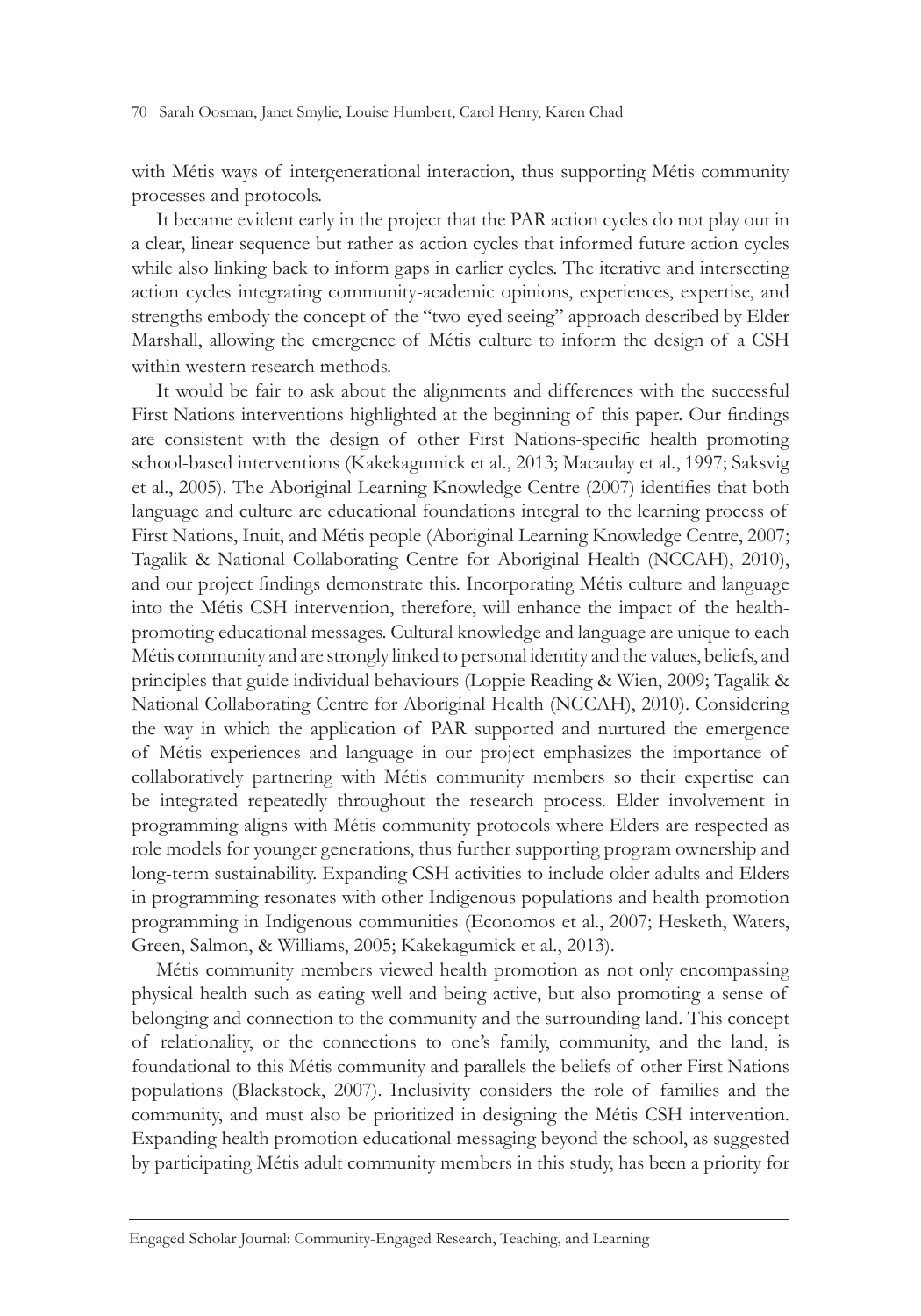with Métis ways of intergenerational interaction, thus supporting Métis community processes and protocols.

It became evident early in the project that the PAR action cycles do not play out in a clear, linear sequence but rather as action cycles that informed future action cycles while also linking back to inform gaps in earlier cycles. The iterative and intersecting action cycles integrating community-academic opinions, experiences, expertise, and strengths embody the concept of the "two-eyed seeing" approach described by Elder Marshall, allowing the emergence of Métis culture to inform the design of a CSH within western research methods.

It would be fair to ask about the alignments and differences with the successful First Nations interventions highlighted at the beginning of this paper. Our findings are consistent with the design of other First Nations-specific health promoting school-based interventions (Kakekagumick et al., 2013; Macaulay et al., 1997; Saksvig et al., 2005). The Aboriginal Learning Knowledge Centre (2007) identifies that both language and culture are educational foundations integral to the learning process of First Nations, Inuit, and Métis people (Aboriginal Learning Knowledge Centre, 2007; Tagalik & National Collaborating Centre for Aboriginal Health (NCCAH), 2010), and our project findings demonstrate this. Incorporating Métis culture and language into the Métis CSH intervention, therefore, will enhance the impact of the health-promoting educational messages. Cultural knowledge and language are unique to each Métis community and are strongly linked to personal identity and the values, beliefs, and principles that guide individual behaviours (Loppie Reading & Wien, 2009; Tagalik & National Collaborating Centre for Aboriginal Health (NCCAH), 2010). Considering the way in which the application of PAR supported and nurtured the emergence of Métis experiences and language in our project emphasizes the importance of collaboratively partnering with Métis community members so their expertise can be integrated repeatedly throughout the research process. Elder involvement in programming aligns with Métis community protocols where Elders are respected as role models for younger generations, thus further supporting program ownership and long-term sustainability. Expanding CSH activities to include older adults and Elders in programming resonates with other Indigenous populations and health promotion programming in Indigenous communities (Economos et al., 2007; Hesketh, Waters, Green, Salmon, & Williams, 2005; Kakekagumick et al., 2013).

Métis community members viewed health promotion as not only encompassing physical health such as eating well and being active, but also promoting a sense of belonging and connection to the community and the surrounding land. This concept of relationality, or the connections to one's family, community, and the land, is foundational to this Métis community and parallels the beliefs of other First Nations populations (Blackstock, 2007). Inclusivity considers the role of families and the community, and must also be prioritized in designing the Métis CSH intervention. Expanding health promotion educational messaging beyond the school, as suggested by participating Métis adult community members in this study, has been a priority for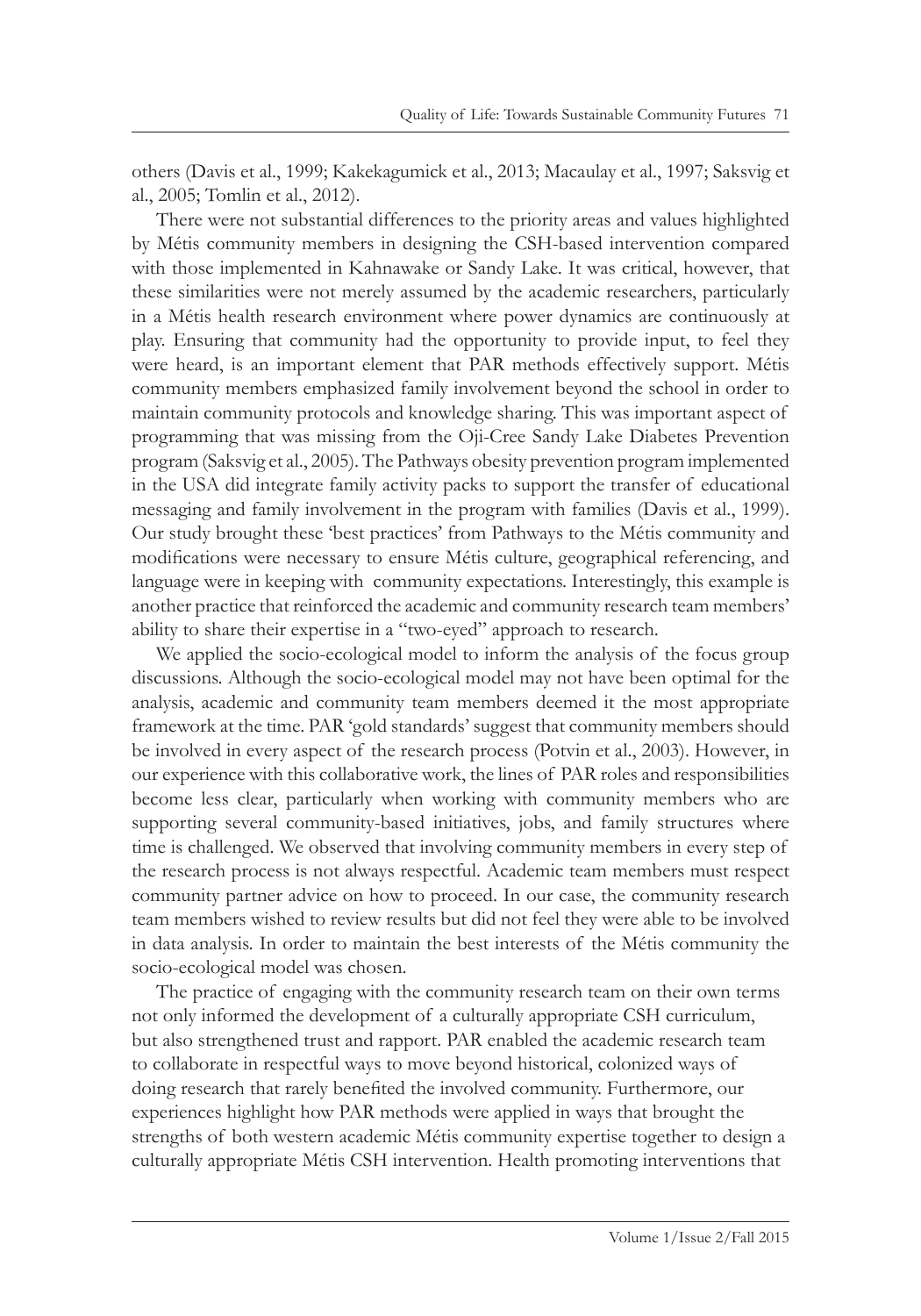others (Davis et al., 1999; Kakekagumick et al., 2013; Macaulay et al., 1997; Saksvig et al., 2005; Tomlin et al., 2012).

There were not substantial differences to the priority areas and values highlighted by Métis community members in designing the CSH-based intervention compared with those implemented in Kahnawake or Sandy Lake. It was critical, however, that these similarities were not merely assumed by the academic researchers, particularly in a Métis health research environment where power dynamics are continuously at play. Ensuring that community had the opportunity to provide input, to feel they were heard, is an important element that PAR methods effectively support. Métis community members emphasized family involvement beyond the school in order to maintain community protocols and knowledge sharing. This was important aspect of programming that was missing from the Oji-Cree Sandy Lake Diabetes Prevention program (Saksvig et al., 2005). The Pathways obesity prevention program implemented in the USA did integrate family activity packs to support the transfer of educational messaging and family involvement in the program with families (Davis et al., 1999). Our study brought these 'best practices' from Pathways to the Métis community and modifications were necessary to ensure Métis culture, geographical referencing, and language were in keeping with community expectations. Interestingly, this example is another practice that reinforced the academic and community research team members' ability to share their expertise in a "two-eyed" approach to research.

We applied the socio-ecological model to inform the analysis of the focus group discussions. Although the socio-ecological model may not have been optimal for the analysis, academic and community team members deemed it the most appropriate framework at the time. PAR 'gold standards' suggest that community members should be involved in every aspect of the research process (Potvin et al., 2003). However, in our experience with this collaborative work, the lines of PAR roles and responsibilities become less clear, particularly when working with community members who are supporting several community-based initiatives, jobs, and family structures where time is challenged. We observed that involving community members in every step of the research process is not always respectful. Academic team members must respect community partner advice on how to proceed. In our case, the community research team members wished to review results but did not feel they were able to be involved in data analysis. In order to maintain the best interests of the Métis community the socio-ecological model was chosen.

The practice of engaging with the community research team on their own terms not only informed the development of a culturally appropriate CSH curriculum, but also strengthened trust and rapport. PAR enabled the academic research team to collaborate in respectful ways to move beyond historical, colonized ways of doing research that rarely benefited the involved community. Furthermore, our experiences highlight how PAR methods were applied in ways that brought the strengths of both western academic Métis community expertise together to design a culturally appropriate Métis CSH intervention. Health promoting interventions that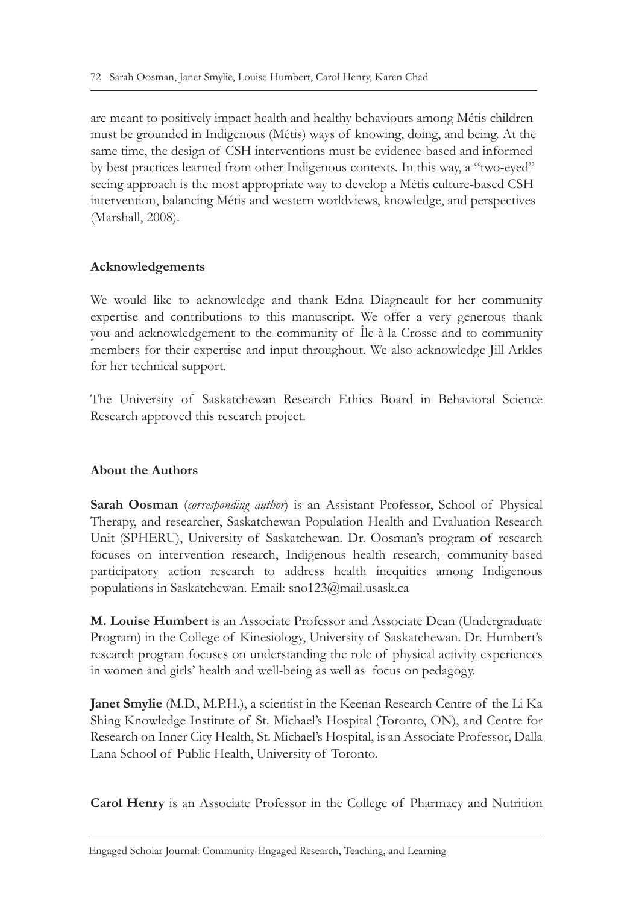are meant to positively impact health and healthy behaviours among Métis children must be grounded in Indigenous (Métis) ways of knowing, doing, and being. At the same time, the design of CSH interventions must be evidence-based and informed by best practices learned from other Indigenous contexts. In this way, a "two-eyed" seeing approach is the most appropriate way to develop a Métis culture-based CSH intervention, balancing Métis and western worldviews, knowledge, and perspectives (Marshall, 2008).

## Acknowledgements

We would like to acknowledge and thank Edna Diagneault for her community expertise and contributions to this manuscript. We offer a very generous thank you and acknowledgement to the community of Île-à-la-Crosse and to community members for their expertise and input throughout. We also acknowledge Jill Arkles for her technical support.

The University of Saskatchewan Research Ethics Board in Behavioral Science Research approved this research project.

## About the Authors

**Sarah Oosman** (*corresponding author*) is an Assistant Professor, School of Physical Therapy, and researcher, Saskatchewan Population Health and Evaluation Research Unit (SPHERU), University of Saskatchewan. Dr. Oosman's program of research focuses on intervention research, Indigenous health research, community-based participatory action research to address health inequities among Indigenous populations in Saskatchewan. Email: sno123@mail.usask.ca

**M. Louise Humbert** is an Associate Professor and Associate Dean (Undergraduate Program) in the College of Kinesiology, University of Saskatchewan. Dr. Humbert's research program focuses on understanding the role of physical activity experiences in women and girls' health and well-being as well as focus on pedagogy.

**Janet Smylie** (M.D., M.P.H.), a scientist in the Keenan Research Centre of the Li Ka Shing Knowledge Institute of St. Michael's Hospital (Toronto, ON), and Centre for Research on Inner City Health, St. Michael's Hospital, is an Associate Professor, Dalla Lana School of Public Health, University of Toronto.

**Carol Henry** is an Associate Professor in the College of Pharmacy and Nutrition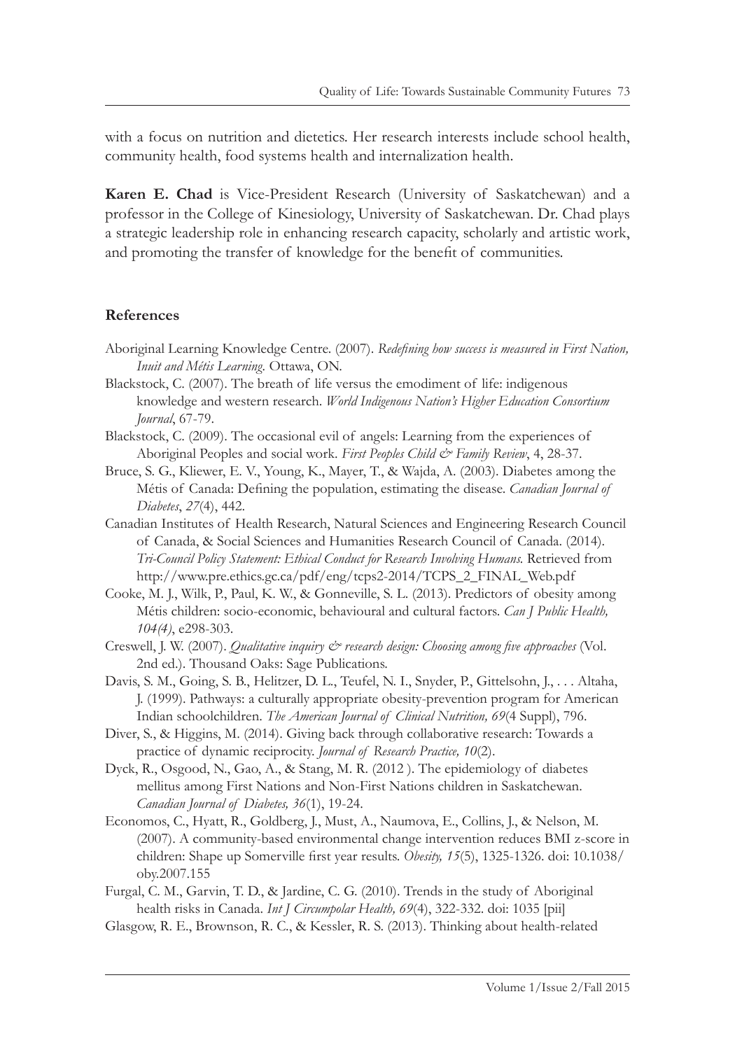with a focus on nutrition and dietetics. Her research interests include school health, community health, food systems health and internalization health.

**Karen E. Chad** is Vice-President Research (University of Saskatchewan) and a professor in the College of Kinesiology, University of Saskatchewan. Dr. Chad plays a strategic leadership role in enhancing research capacity, scholarly and artistic work, and promoting the transfer of knowledge for the benefit of communities.

## References

Aboriginal Learning Knowledge Centre. (2007). *Redefining how success is measured in First Nation, Inuit and Métis Learning.* Ottawa, ON.

Blackstock, C. (2007). The breath of life versus the emodiment of life: indigenous knowledge and western research. *World Indigenous Nation's Higher Education Consortium Journal*, 67-79.

Blackstock, C. (2009). The occasional evil of angels: Learning from the experiences of Aboriginal Peoples and social work. *First Peoples Child & Family Review*, 4, 28-37.

Bruce, S. G., Kliewer, E. V., Young, K., Mayer, T., & Wajda, A. (2003). Diabetes among the Métis of Canada: Defining the population, estimating the disease. *Canadian Journal of Diabetes*, *27*(4), 442.

Canadian Institutes of Health Research, Natural Sciences and Engineering Research Council of Canada, & Social Sciences and Humanities Research Council of Canada. (2014). *Tri-Council Policy Statement: Ethical Conduct for Research Involving Humans.* Retrieved from http://www.pre.ethics.gc.ca/pdf/eng/tcps2-2014/TCPS_2_FINAL_Web.pdf

Cooke, M. J., Wilk, P., Paul, K. W., & Gonneville, S. L. (2013). Predictors of obesity among Métis children: socio-economic, behavioural and cultural factors. *Can J Public Health, 104(4)*, e298-303.

Creswell, J. W. (2007). *Qualitative inquiry & research design: Choosing among five approaches* (Vol. 2nd ed.). Thousand Oaks: Sage Publications.

Davis, S. M., Going, S. B., Helitzer, D. L., Teufel, N. I., Snyder, P., Gittelsohn, J., . . . Altaha, J. (1999). Pathways: a culturally appropriate obesity-prevention program for American Indian schoolchildren. *The American Journal of Clinical Nutrition, 69*(4 Suppl), 796.

Diver, S., & Higgins, M. (2014). Giving back through collaborative research: Towards a practice of dynamic reciprocity. *Journal of Research Practice, 10*(2).

Dyck, R., Osgood, N., Gao, A., & Stang, M. R. (2012 ). The epidemiology of diabetes mellitus among First Nations and Non-First Nations children in Saskatchewan. *Canadian Journal of Diabetes, 36*(1), 19-24.

Economos, C., Hyatt, R., Goldberg, J., Must, A., Naumova, E., Collins, J., & Nelson, M. (2007). A community-based environmental change intervention reduces BMI z-score in children: Shape up Somerville first year results. *Obesity, 15*(5), 1325-1326. doi: 10.1038/oby.2007.155

Furgal, C. M., Garvin, T. D., & Jardine, C. G. (2010). Trends in the study of Aboriginal health risks in Canada. *Int J Circumpolar Health, 69*(4), 322-332. doi: 1035 [pii]

Glasgow, R. E., Brownson, R. C., & Kessler, R. S. (2013). Thinking about health-related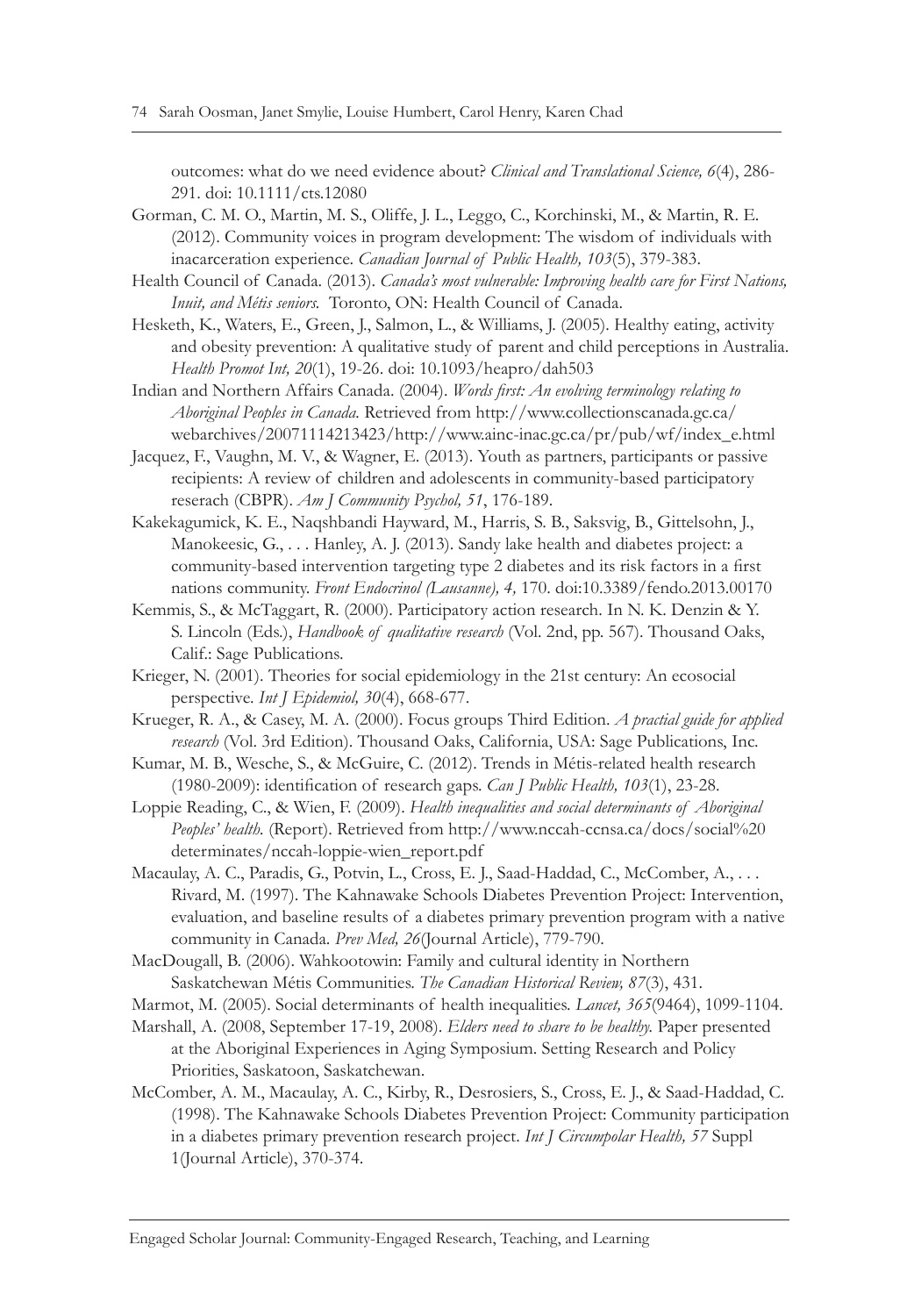outcomes: what do we need evidence about? *Clinical and Translational Science, 6*(4), 286-291. doi: 10.1111/cts.12080

Gorman, C. M. O., Martin, M. S., Oliffe, J. L., Leggo, C., Korchinski, M., & Martin, R. E. (2012). Community voices in program development: The wisdom of individuals with inacarceration experience. *Canadian Journal of Public Health, 103*(5), 379-383.

Health Council of Canada. (2013). *Canada's most vulnerable: Improving health care for First Nations, Inuit, and Métis seniors.* Toronto, ON: Health Council of Canada.

Hesketh, K., Waters, E., Green, J., Salmon, L., & Williams, J. (2005). Healthy eating, activity and obesity prevention: A qualitative study of parent and child perceptions in Australia. *Health Promot Int, 20*(1), 19-26. doi: 10.1093/heapro/dah503

Indian and Northern Affairs Canada. (2004). *Words first: An evolving terminology relating to Aboriginal Peoples in Canada.* Retrieved from http://www.collectionscanada.gc.ca/webarchives/20071114213423/http://www.ainc-inac.gc.ca/pr/pub/wf/index_e.html

Jacquez, F., Vaughn, M. V., & Wagner, E. (2013). Youth as partners, participants or passive recipients: A review of children and adolescents in community-based participatory reserach (CBPR). *Am J Community Psychol, 51*, 176-189.

Kakekagumick, K. E., Naqshbandi Hayward, M., Harris, S. B., Saksvig, B., Gittelsohn, J., Manokeesic, G., . . . Hanley, A. J. (2013). Sandy lake health and diabetes project: a community-based intervention targeting type 2 diabetes and its risk factors in a first nations community. *Front Endocrinol (Lausanne), 4,* 170. doi:10.3389/fendo.2013.00170

Kemmis, S., & McTaggart, R. (2000). Participatory action research. In N. K. Denzin & Y. S. Lincoln (Eds.), *Handbook of qualitative research* (Vol. 2nd, pp. 567). Thousand Oaks, Calif.: Sage Publications.

Krieger, N. (2001). Theories for social epidemiology in the 21st century: An ecosocial perspective. *Int J Epidemiol, 30*(4), 668-677.

Krueger, R. A., & Casey, M. A. (2000). Focus groups Third Edition. *A practial guide for applied research* (Vol. 3rd Edition). Thousand Oaks, California, USA: Sage Publications, Inc.

Kumar, M. B., Wesche, S., & McGuire, C. (2012). Trends in Métis-related health research (1980-2009): identification of research gaps. *Can J Public Health, 103*(1), 23-28.

Loppie Reading, C., & Wien, F. (2009). *Health inequalities and social determinants of Aboriginal Peoples' health.* (Report). Retrieved from http://www.nccah-ccnsa.ca/docs/social%20 determinates/nccah-loppie-wien_report.pdf

Macaulay, A. C., Paradis, G., Potvin, L., Cross, E. J., Saad-Haddad, C., McComber, A., . . . Rivard, M. (1997). The Kahnawake Schools Diabetes Prevention Project: Intervention, evaluation, and baseline results of a diabetes primary prevention program with a native community in Canada. *Prev Med, 26*(Journal Article), 779-790.

MacDougall, B. (2006). Wahkootowin: Family and cultural identity in Northern Saskatchewan Métis Communities. *The Canadian Historical Review, 87*(3), 431.

Marmot, M. (2005). Social determinants of health inequalities. *Lancet, 365*(9464), 1099-1104.

Marshall, A. (2008, September 17-19, 2008). *Elders need to share to be healthy.* Paper presented at the Aboriginal Experiences in Aging Symposium. Setting Research and Policy Priorities, Saskatoon, Saskatchewan.

McComber, A. M., Macaulay, A. C., Kirby, R., Desrosiers, S., Cross, E. J., & Saad-Haddad, C. (1998). The Kahnawake Schools Diabetes Prevention Project: Community participation in a diabetes primary prevention research project. *Int J Circumpolar Health, 57* Suppl 1(Journal Article), 370-374.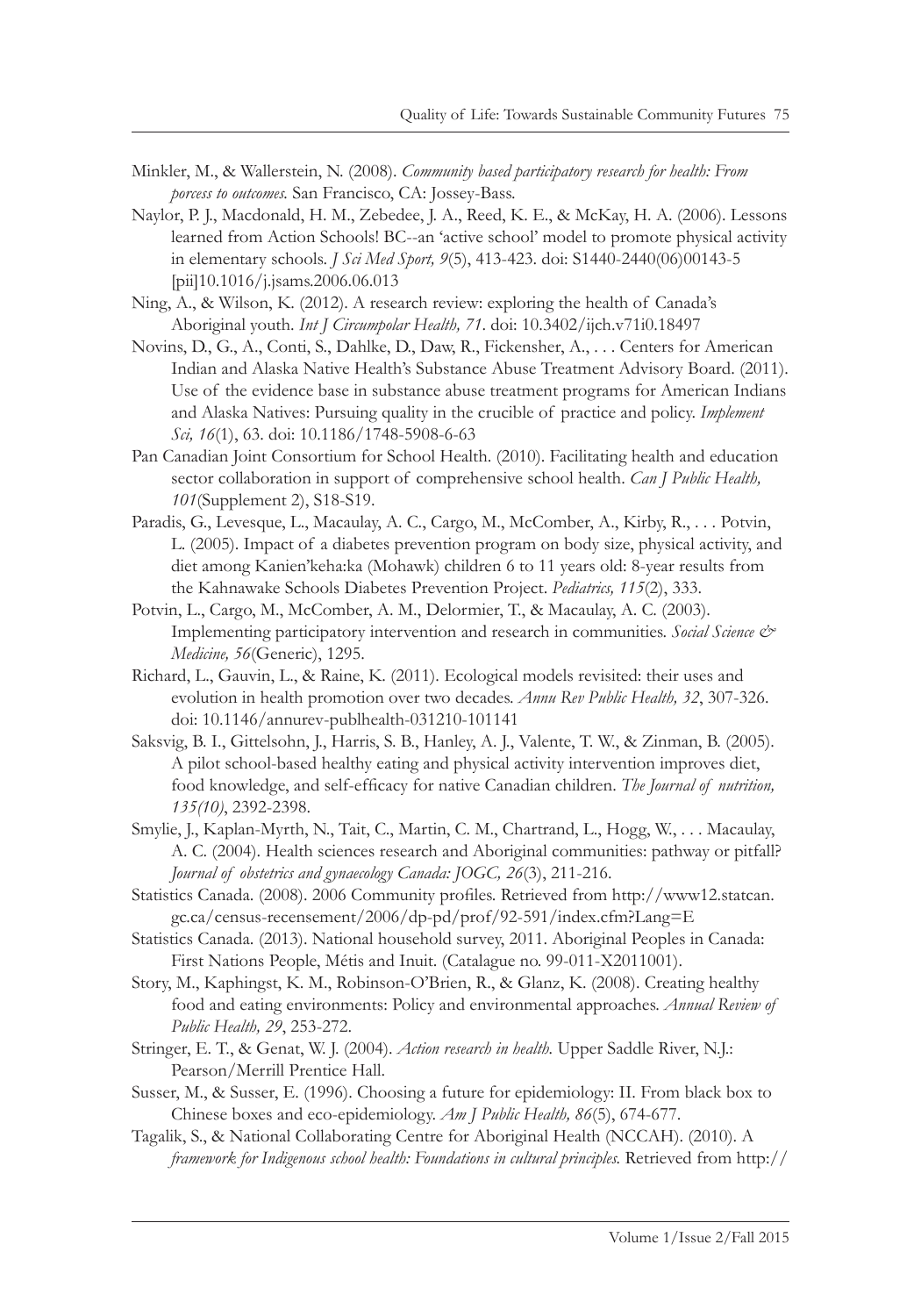Minkler, M., & Wallerstein, N. (2008). *Community based participatory research for health: From porcess to outcomes.* San Francisco, CA: Jossey-Bass.

Naylor, P. J., Macdonald, H. M., Zebedee, J. A., Reed, K. E., & McKay, H. A. (2006). Lessons learned from Action Schools! BC--an 'active school' model to promote physical activity in elementary schools. *J Sci Med Sport, 9*(5), 413-423. doi: S1440-2440(06)00143-5 [pii]10.1016/j.jsams.2006.06.013

Ning, A., & Wilson, K. (2012). A research review: exploring the health of Canada's Aboriginal youth. *Int J Circumpolar Health, 71*. doi: 10.3402/ijch.v71i0.18497

Novins, D., G., A., Conti, S., Dahlke, D., Daw, R., Fickensher, A., . . . Centers for American Indian and Alaska Native Health's Substance Abuse Treatment Advisory Board. (2011). Use of the evidence base in substance abuse treatment programs for American Indians and Alaska Natives: Pursuing quality in the crucible of practice and policy. *Implement Sci, 16*(1), 63. doi: 10.1186/1748-5908-6-63

Pan Canadian Joint Consortium for School Health. (2010). Facilitating health and education sector collaboration in support of comprehensive school health. *Can J Public Health, 101*(Supplement 2), S18-S19.

Paradis, G., Levesque, L., Macaulay, A. C., Cargo, M., McComber, A., Kirby, R., . . . Potvin, L. (2005). Impact of a diabetes prevention program on body size, physical activity, and diet among Kanien'keha:ka (Mohawk) children 6 to 11 years old: 8-year results from the Kahnawake Schools Diabetes Prevention Project. *Pediatrics, 115*(2), 333.

Potvin, L., Cargo, M., McComber, A. M., Delormier, T., & Macaulay, A. C. (2003). Implementing participatory intervention and research in communities. *Social Science & Medicine, 56*(Generic), 1295.

Richard, L., Gauvin, L., & Raine, K. (2011). Ecological models revisited: their uses and evolution in health promotion over two decades. *Annu Rev Public Health, 32*, 307-326. doi: 10.1146/annurev-publhealth-031210-101141

Saksvig, B. I., Gittelsohn, J., Harris, S. B., Hanley, A. J., Valente, T. W., & Zinman, B. (2005). A pilot school-based healthy eating and physical activity intervention improves diet, food knowledge, and self-efficacy for native Canadian children. *The Journal of nutrition, 135(10)*, 2392-2398.

Smylie, J., Kaplan-Myrth, N., Tait, C., Martin, C. M., Chartrand, L., Hogg, W., . . . Macaulay, A. C. (2004). Health sciences research and Aboriginal communities: pathway or pitfall? *Journal of obstetrics and gynaecology Canada: JOGC, 26*(3), 211-216.

Statistics Canada. (2008). 2006 Community profiles. Retrieved from http://www12.statcan.gc.ca/census-recensement/2006/dp-pd/prof/92-591/index.cfm?Lang=E

Statistics Canada. (2013). National household survey, 2011. Aboriginal Peoples in Canada: First Nations People, Métis and Inuit. (Catalague no. 99-011-X2011001).

Story, M., Kaphingst, K. M., Robinson-O'Brien, R., & Glanz, K. (2008). Creating healthy food and eating environments: Policy and environmental approaches. *Annual Review of Public Health, 29*, 253-272.

Stringer, E. T., & Genat, W. J. (2004). *Action research in health.* Upper Saddle River, N.J.: Pearson/Merrill Prentice Hall.

Susser, M., & Susser, E. (1996). Choosing a future for epidemiology: II. From black box to Chinese boxes and eco-epidemiology. *Am J Public Health, 86*(5), 674-677.

Tagalik, S., & National Collaborating Centre for Aboriginal Health (NCCAH). (2010). *A framework for Indigenous school health: Foundations in cultural principles.* Retrieved from http://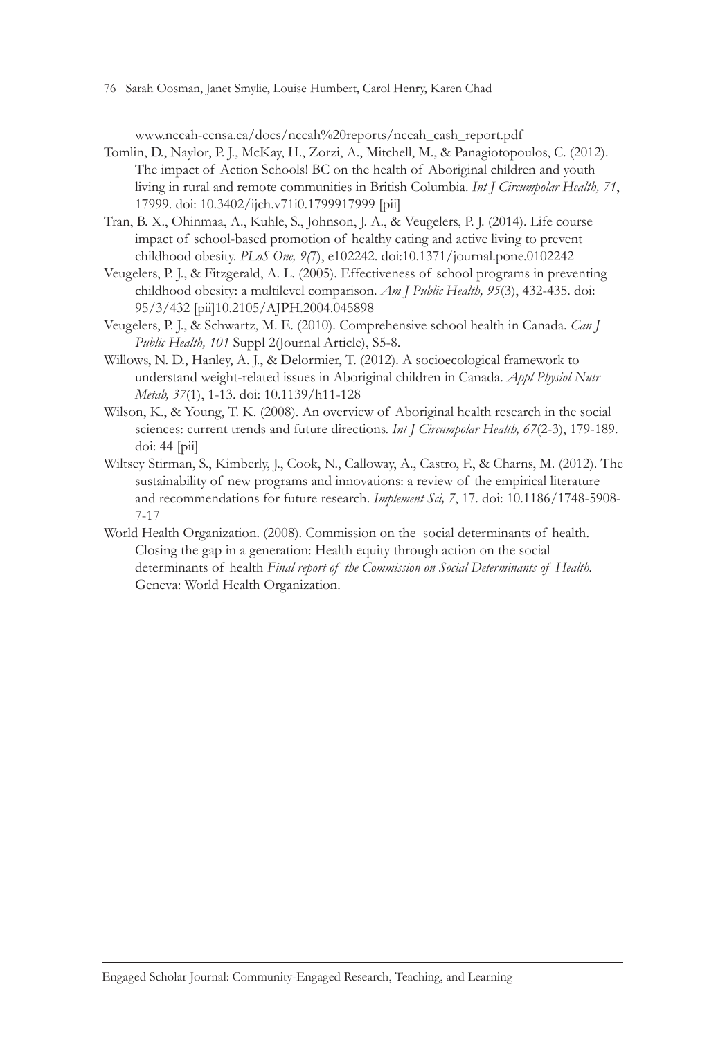www.nccah-ccnsa.ca/docs/nccah%20reports/nccah_cash_report.pdf

Tomlin, D., Naylor, P. J., McKay, H., Zorzi, A., Mitchell, M., & Panagiotopoulos, C. (2012). The impact of Action Schools! BC on the health of Aboriginal children and youth living in rural and remote communities in British Columbia. *Int J Circumpolar Health, 71*, 17999. doi: 10.3402/ijch.v71i0.1799917999 [pii]

Tran, B. X., Ohinmaa, A., Kuhle, S., Johnson, J. A., & Veugelers, P. J. (2014). Life course impact of school-based promotion of healthy eating and active living to prevent childhood obesity. *PLoS One, 9(*7), e102242. doi:10.1371/journal.pone.0102242

Veugelers, P. J., & Fitzgerald, A. L. (2005). Effectiveness of school programs in preventing childhood obesity: a multilevel comparison. *Am J Public Health, 95*(3), 432-435. doi: 95/3/432 [pii]10.2105/AJPH.2004.045898

Veugelers, P. J., & Schwartz, M. E. (2010). Comprehensive school health in Canada. *Can J Public Health, 101* Suppl 2(Journal Article), S5-8.

Willows, N. D., Hanley, A. J., & Delormier, T. (2012). A socioecological framework to understand weight-related issues in Aboriginal children in Canada. *Appl Physiol Nutr Metab, 37*(1), 1-13. doi: 10.1139/h11-128

Wilson, K., & Young, T. K. (2008). An overview of Aboriginal health research in the social sciences: current trends and future directions. *Int J Circumpolar Health, 67*(2-3), 179-189. doi: 44 [pii]

Wiltsey Stirman, S., Kimberly, J., Cook, N., Calloway, A., Castro, F., & Charns, M. (2012). The sustainability of new programs and innovations: a review of the empirical literature and recommendations for future research. *Implement Sci, 7*, 17. doi: 10.1186/1748-5908-7-17

World Health Organization. (2008). Commission on the social determinants of health. Closing the gap in a generation: Health equity through action on the social determinants of health *Final report of the Commission on Social Determinants of Health*. Geneva: World Health Organization.